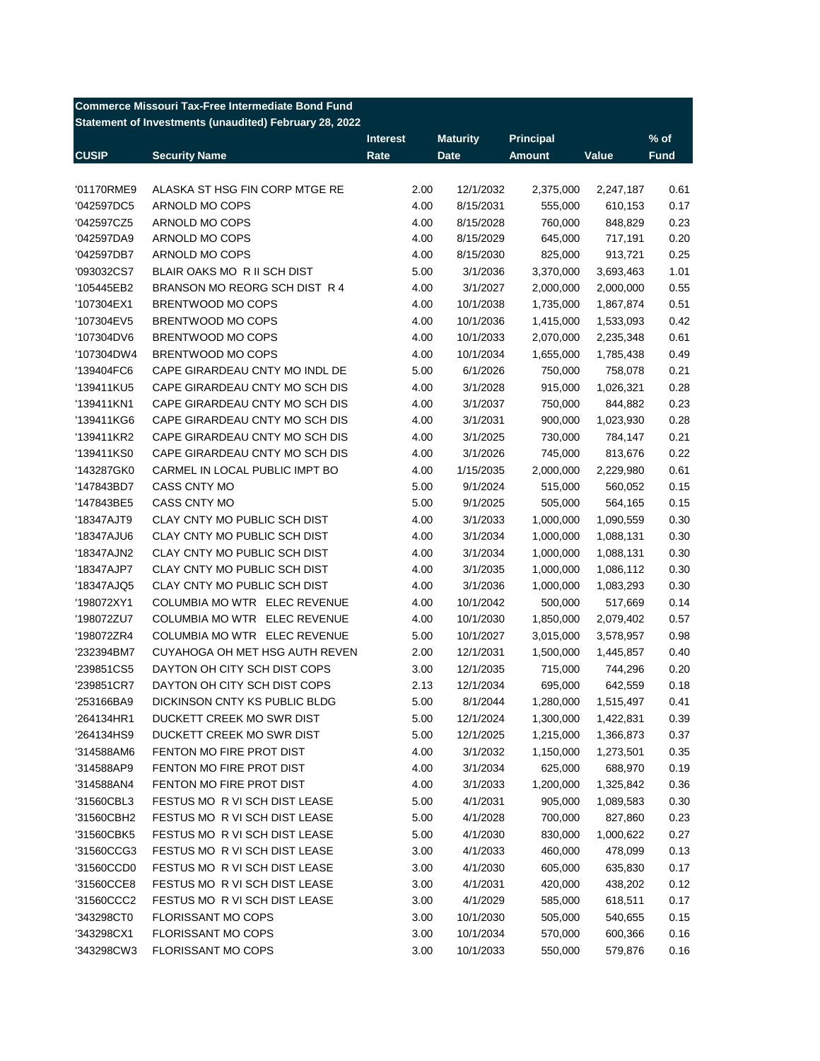**Commerce Missouri Tax-Free Intermediate Bond Fund**
**Statement of Investments (unaudited) February 28, 2022**

| CUSIP | Security Name | Interest Rate | Maturity Date | Principal Amount | Value | % of Fund |
|---|---|---|---|---|---|---|
| '01170RME9 | ALASKA ST HSG FIN CORP MTGE RE | 2.00 | 12/1/2032 | 2,375,000 | 2,247,187 | 0.61 |
| '042597DC5 | ARNOLD MO COPS | 4.00 | 8/15/2031 | 555,000 | 610,153 | 0.17 |
| '042597CZ5 | ARNOLD MO COPS | 4.00 | 8/15/2028 | 760,000 | 848,829 | 0.23 |
| '042597DA9 | ARNOLD MO COPS | 4.00 | 8/15/2029 | 645,000 | 717,191 | 0.20 |
| '042597DB7 | ARNOLD MO COPS | 4.00 | 8/15/2030 | 825,000 | 913,721 | 0.25 |
| '093032CS7 | BLAIR OAKS MO R II SCH DIST | 5.00 | 3/1/2036 | 3,370,000 | 3,693,463 | 1.01 |
| '105445EB2 | BRANSON MO REORG SCH DIST R 4 | 4.00 | 3/1/2027 | 2,000,000 | 2,000,000 | 0.55 |
| '107304EX1 | BRENTWOOD MO COPS | 4.00 | 10/1/2038 | 1,735,000 | 1,867,874 | 0.51 |
| '107304EV5 | BRENTWOOD MO COPS | 4.00 | 10/1/2036 | 1,415,000 | 1,533,093 | 0.42 |
| '107304DV6 | BRENTWOOD MO COPS | 4.00 | 10/1/2033 | 2,070,000 | 2,235,348 | 0.61 |
| '107304DW4 | BRENTWOOD MO COPS | 4.00 | 10/1/2034 | 1,655,000 | 1,785,438 | 0.49 |
| '139404FC6 | CAPE GIRARDEAU CNTY MO INDL DE | 5.00 | 6/1/2026 | 750,000 | 758,078 | 0.21 |
| '139411KU5 | CAPE GIRARDEAU CNTY MO SCH DIS | 4.00 | 3/1/2028 | 915,000 | 1,026,321 | 0.28 |
| '139411KN1 | CAPE GIRARDEAU CNTY MO SCH DIS | 4.00 | 3/1/2037 | 750,000 | 844,882 | 0.23 |
| '139411KG6 | CAPE GIRARDEAU CNTY MO SCH DIS | 4.00 | 3/1/2031 | 900,000 | 1,023,930 | 0.28 |
| '139411KR2 | CAPE GIRARDEAU CNTY MO SCH DIS | 4.00 | 3/1/2025 | 730,000 | 784,147 | 0.21 |
| '139411KS0 | CAPE GIRARDEAU CNTY MO SCH DIS | 4.00 | 3/1/2026 | 745,000 | 813,676 | 0.22 |
| '143287GK0 | CARMEL IN LOCAL PUBLIC IMPT BO | 4.00 | 1/15/2035 | 2,000,000 | 2,229,980 | 0.61 |
| '147843BD7 | CASS CNTY MO | 5.00 | 9/1/2024 | 515,000 | 560,052 | 0.15 |
| '147843BE5 | CASS CNTY MO | 5.00 | 9/1/2025 | 505,000 | 564,165 | 0.15 |
| '18347AJT9 | CLAY CNTY MO PUBLIC SCH DIST | 4.00 | 3/1/2033 | 1,000,000 | 1,090,559 | 0.30 |
| '18347AJU6 | CLAY CNTY MO PUBLIC SCH DIST | 4.00 | 3/1/2034 | 1,000,000 | 1,088,131 | 0.30 |
| '18347AJN2 | CLAY CNTY MO PUBLIC SCH DIST | 4.00 | 3/1/2034 | 1,000,000 | 1,088,131 | 0.30 |
| '18347AJP7 | CLAY CNTY MO PUBLIC SCH DIST | 4.00 | 3/1/2035 | 1,000,000 | 1,086,112 | 0.30 |
| '18347AJQ5 | CLAY CNTY MO PUBLIC SCH DIST | 4.00 | 3/1/2036 | 1,000,000 | 1,083,293 | 0.30 |
| '198072XY1 | COLUMBIA MO WTR ELEC REVENUE | 4.00 | 10/1/2042 | 500,000 | 517,669 | 0.14 |
| '198072ZU7 | COLUMBIA MO WTR ELEC REVENUE | 4.00 | 10/1/2030 | 1,850,000 | 2,079,402 | 0.57 |
| '198072ZR4 | COLUMBIA MO WTR ELEC REVENUE | 5.00 | 10/1/2027 | 3,015,000 | 3,578,957 | 0.98 |
| '232394BM7 | CUYAHOGA OH MET HSG AUTH REVEN | 2.00 | 12/1/2031 | 1,500,000 | 1,445,857 | 0.40 |
| '239851CS5 | DAYTON OH CITY SCH DIST COPS | 3.00 | 12/1/2035 | 715,000 | 744,296 | 0.20 |
| '239851CR7 | DAYTON OH CITY SCH DIST COPS | 2.13 | 12/1/2034 | 695,000 | 642,559 | 0.18 |
| '253166BA9 | DICKINSON CNTY KS PUBLIC BLDG | 5.00 | 8/1/2044 | 1,280,000 | 1,515,497 | 0.41 |
| '264134HR1 | DUCKETT CREEK MO SWR DIST | 5.00 | 12/1/2024 | 1,300,000 | 1,422,831 | 0.39 |
| '264134HS9 | DUCKETT CREEK MO SWR DIST | 5.00 | 12/1/2025 | 1,215,000 | 1,366,873 | 0.37 |
| '314588AM6 | FENTON MO FIRE PROT DIST | 4.00 | 3/1/2032 | 1,150,000 | 1,273,501 | 0.35 |
| '314588AP9 | FENTON MO FIRE PROT DIST | 4.00 | 3/1/2034 | 625,000 | 688,970 | 0.19 |
| '314588AN4 | FENTON MO FIRE PROT DIST | 4.00 | 3/1/2033 | 1,200,000 | 1,325,842 | 0.36 |
| '31560CBL3 | FESTUS MO R VI SCH DIST LEASE | 5.00 | 4/1/2031 | 905,000 | 1,089,583 | 0.30 |
| '31560CBH2 | FESTUS MO R VI SCH DIST LEASE | 5.00 | 4/1/2028 | 700,000 | 827,860 | 0.23 |
| '31560CBK5 | FESTUS MO R VI SCH DIST LEASE | 5.00 | 4/1/2030 | 830,000 | 1,000,622 | 0.27 |
| '31560CCG3 | FESTUS MO R VI SCH DIST LEASE | 3.00 | 4/1/2033 | 460,000 | 478,099 | 0.13 |
| '31560CCD0 | FESTUS MO R VI SCH DIST LEASE | 3.00 | 4/1/2030 | 605,000 | 635,830 | 0.17 |
| '31560CCE8 | FESTUS MO R VI SCH DIST LEASE | 3.00 | 4/1/2031 | 420,000 | 438,202 | 0.12 |
| '31560CCC2 | FESTUS MO R VI SCH DIST LEASE | 3.00 | 4/1/2029 | 585,000 | 618,511 | 0.17 |
| '343298CT0 | FLORISSANT MO COPS | 3.00 | 10/1/2030 | 505,000 | 540,655 | 0.15 |
| '343298CX1 | FLORISSANT MO COPS | 3.00 | 10/1/2034 | 570,000 | 600,366 | 0.16 |
| '343298CW3 | FLORISSANT MO COPS | 3.00 | 10/1/2033 | 550,000 | 579,876 | 0.16 |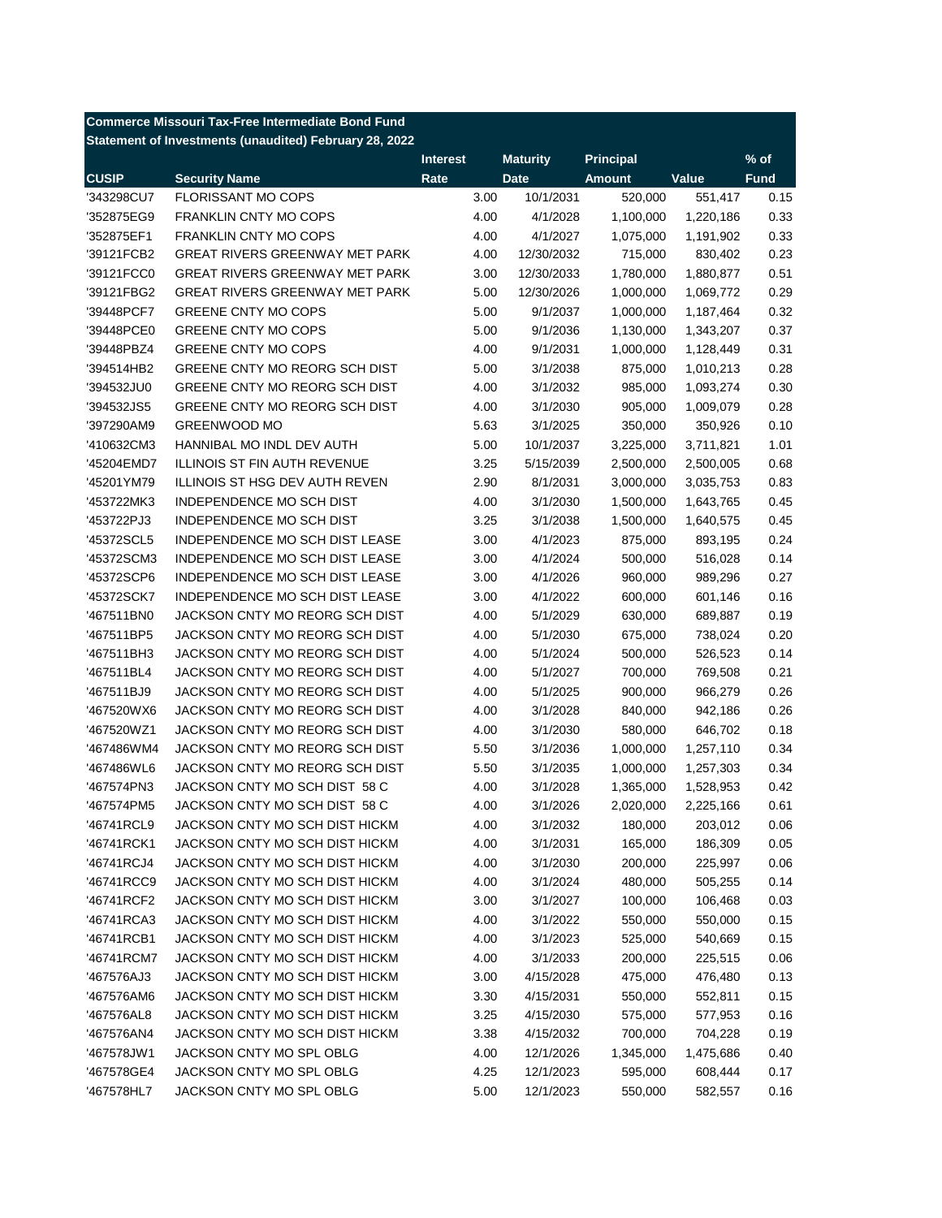**Commerce Missouri Tax-Free Intermediate Bond Fund**
**Statement of Investments (unaudited) February 28, 2022**

| CUSIP | Security Name | Interest Rate | Maturity Date | Principal Amount | Value | % of Fund |
|---|---|---|---|---|---|---|
| '343298CU7 | FLORISSANT MO COPS | 3.00 | 10/1/2031 | 520,000 | 551,417 | 0.15 |
| '352875EG9 | FRANKLIN CNTY MO COPS | 4.00 | 4/1/2028 | 1,100,000 | 1,220,186 | 0.33 |
| '352875EF1 | FRANKLIN CNTY MO COPS | 4.00 | 4/1/2027 | 1,075,000 | 1,191,902 | 0.33 |
| '39121FCB2 | GREAT RIVERS GREENWAY MET PARK | 4.00 | 12/30/2032 | 715,000 | 830,402 | 0.23 |
| '39121FCC0 | GREAT RIVERS GREENWAY MET PARK | 3.00 | 12/30/2033 | 1,780,000 | 1,880,877 | 0.51 |
| '39121FBG2 | GREAT RIVERS GREENWAY MET PARK | 5.00 | 12/30/2026 | 1,000,000 | 1,069,772 | 0.29 |
| '39448PCF7 | GREENE CNTY MO COPS | 5.00 | 9/1/2037 | 1,000,000 | 1,187,464 | 0.32 |
| '39448PCE0 | GREENE CNTY MO COPS | 5.00 | 9/1/2036 | 1,130,000 | 1,343,207 | 0.37 |
| '39448PBZ4 | GREENE CNTY MO COPS | 4.00 | 9/1/2031 | 1,000,000 | 1,128,449 | 0.31 |
| '394514HB2 | GREENE CNTY MO REORG SCH DIST | 5.00 | 3/1/2038 | 875,000 | 1,010,213 | 0.28 |
| '394532JU0 | GREENE CNTY MO REORG SCH DIST | 4.00 | 3/1/2032 | 985,000 | 1,093,274 | 0.30 |
| '394532JS5 | GREENE CNTY MO REORG SCH DIST | 4.00 | 3/1/2030 | 905,000 | 1,009,079 | 0.28 |
| '397290AM9 | GREENWOOD MO | 5.63 | 3/1/2025 | 350,000 | 350,926 | 0.10 |
| '410632CM3 | HANNIBAL MO INDL DEV AUTH | 5.00 | 10/1/2037 | 3,225,000 | 3,711,821 | 1.01 |
| '45204EMD7 | ILLINOIS ST FIN AUTH REVENUE | 3.25 | 5/15/2039 | 2,500,000 | 2,500,005 | 0.68 |
| '45201YM79 | ILLINOIS ST HSG DEV AUTH REVEN | 2.90 | 8/1/2031 | 3,000,000 | 3,035,753 | 0.83 |
| '453722MK3 | INDEPENDENCE MO SCH DIST | 4.00 | 3/1/2030 | 1,500,000 | 1,643,765 | 0.45 |
| '453722PJ3 | INDEPENDENCE MO SCH DIST | 3.25 | 3/1/2038 | 1,500,000 | 1,640,575 | 0.45 |
| '45372SCL5 | INDEPENDENCE MO SCH DIST LEASE | 3.00 | 4/1/2023 | 875,000 | 893,195 | 0.24 |
| '45372SCM3 | INDEPENDENCE MO SCH DIST LEASE | 3.00 | 4/1/2024 | 500,000 | 516,028 | 0.14 |
| '45372SCP6 | INDEPENDENCE MO SCH DIST LEASE | 3.00 | 4/1/2026 | 960,000 | 989,296 | 0.27 |
| '45372SCK7 | INDEPENDENCE MO SCH DIST LEASE | 3.00 | 4/1/2022 | 600,000 | 601,146 | 0.16 |
| '467511BN0 | JACKSON CNTY MO REORG SCH DIST | 4.00 | 5/1/2029 | 630,000 | 689,887 | 0.19 |
| '467511BP5 | JACKSON CNTY MO REORG SCH DIST | 4.00 | 5/1/2030 | 675,000 | 738,024 | 0.20 |
| '467511BH3 | JACKSON CNTY MO REORG SCH DIST | 4.00 | 5/1/2024 | 500,000 | 526,523 | 0.14 |
| '467511BL4 | JACKSON CNTY MO REORG SCH DIST | 4.00 | 5/1/2027 | 700,000 | 769,508 | 0.21 |
| '467511BJ9 | JACKSON CNTY MO REORG SCH DIST | 4.00 | 5/1/2025 | 900,000 | 966,279 | 0.26 |
| '467520WX6 | JACKSON CNTY MO REORG SCH DIST | 4.00 | 3/1/2028 | 840,000 | 942,186 | 0.26 |
| '467520WZ1 | JACKSON CNTY MO REORG SCH DIST | 4.00 | 3/1/2030 | 580,000 | 646,702 | 0.18 |
| '467486WM4 | JACKSON CNTY MO REORG SCH DIST | 5.50 | 3/1/2036 | 1,000,000 | 1,257,110 | 0.34 |
| '467486WL6 | JACKSON CNTY MO REORG SCH DIST | 5.50 | 3/1/2035 | 1,000,000 | 1,257,303 | 0.34 |
| '467574PN3 | JACKSON CNTY MO SCH DIST 58 C | 4.00 | 3/1/2028 | 1,365,000 | 1,528,953 | 0.42 |
| '467574PM5 | JACKSON CNTY MO SCH DIST 58 C | 4.00 | 3/1/2026 | 2,020,000 | 2,225,166 | 0.61 |
| '46741RCL9 | JACKSON CNTY MO SCH DIST HICKM | 4.00 | 3/1/2032 | 180,000 | 203,012 | 0.06 |
| '46741RCK1 | JACKSON CNTY MO SCH DIST HICKM | 4.00 | 3/1/2031 | 165,000 | 186,309 | 0.05 |
| '46741RCJ4 | JACKSON CNTY MO SCH DIST HICKM | 4.00 | 3/1/2030 | 200,000 | 225,997 | 0.06 |
| '46741RCC9 | JACKSON CNTY MO SCH DIST HICKM | 4.00 | 3/1/2024 | 480,000 | 505,255 | 0.14 |
| '46741RCF2 | JACKSON CNTY MO SCH DIST HICKM | 3.00 | 3/1/2027 | 100,000 | 106,468 | 0.03 |
| '46741RCA3 | JACKSON CNTY MO SCH DIST HICKM | 4.00 | 3/1/2022 | 550,000 | 550,000 | 0.15 |
| '46741RCB1 | JACKSON CNTY MO SCH DIST HICKM | 4.00 | 3/1/2023 | 525,000 | 540,669 | 0.15 |
| '46741RCM7 | JACKSON CNTY MO SCH DIST HICKM | 4.00 | 3/1/2033 | 200,000 | 225,515 | 0.06 |
| '467576AJ3 | JACKSON CNTY MO SCH DIST HICKM | 3.00 | 4/15/2028 | 475,000 | 476,480 | 0.13 |
| '467576AM6 | JACKSON CNTY MO SCH DIST HICKM | 3.30 | 4/15/2031 | 550,000 | 552,811 | 0.15 |
| '467576AL8 | JACKSON CNTY MO SCH DIST HICKM | 3.25 | 4/15/2030 | 575,000 | 577,953 | 0.16 |
| '467576AN4 | JACKSON CNTY MO SCH DIST HICKM | 3.38 | 4/15/2032 | 700,000 | 704,228 | 0.19 |
| '467578JW1 | JACKSON CNTY MO SPL OBLG | 4.00 | 12/1/2026 | 1,345,000 | 1,475,686 | 0.40 |
| '467578GE4 | JACKSON CNTY MO SPL OBLG | 4.25 | 12/1/2023 | 595,000 | 608,444 | 0.17 |
| '467578HL7 | JACKSON CNTY MO SPL OBLG | 5.00 | 12/1/2023 | 550,000 | 582,557 | 0.16 |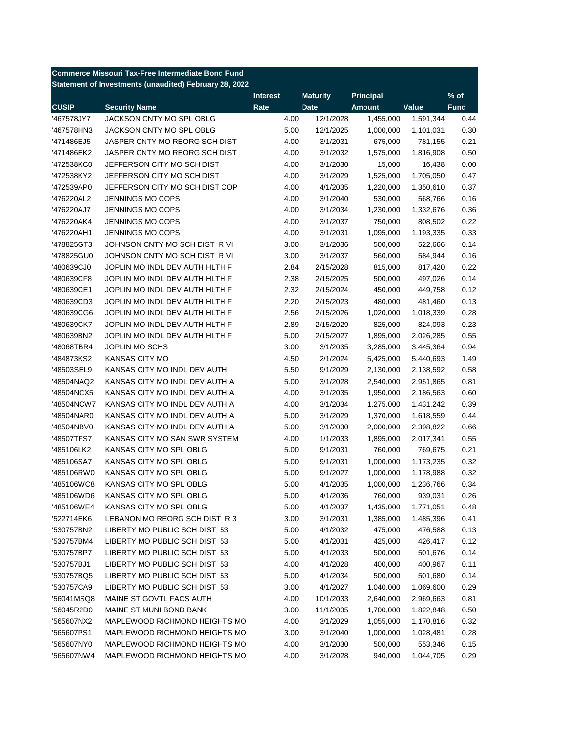**Commerce Missouri Tax-Free Intermediate Bond Fund**
**Statement of Investments (unaudited) February 28, 2022**

| CUSIP | Security Name | Interest Rate | Maturity Date | Principal Amount | Value | % of Fund |
|---|---|---|---|---|---|---|
| '467578JY7 | JACKSON CNTY MO SPL OBLG | 4.00 | 12/1/2028 | 1,455,000 | 1,591,344 | 0.44 |
| '467578HN3 | JACKSON CNTY MO SPL OBLG | 5.00 | 12/1/2025 | 1,000,000 | 1,101,031 | 0.30 |
| '471486EJ5 | JASPER CNTY MO REORG SCH DIST | 4.00 | 3/1/2031 | 675,000 | 781,155 | 0.21 |
| '471486EK2 | JASPER CNTY MO REORG SCH DIST | 4.00 | 3/1/2032 | 1,575,000 | 1,816,908 | 0.50 |
| '472538KC0 | JEFFERSON CITY MO SCH DIST | 4.00 | 3/1/2030 | 15,000 | 16,438 | 0.00 |
| '472538KY2 | JEFFERSON CITY MO SCH DIST | 4.00 | 3/1/2029 | 1,525,000 | 1,705,050 | 0.47 |
| '472539AP0 | JEFFERSON CITY MO SCH DIST COP | 4.00 | 4/1/2035 | 1,220,000 | 1,350,610 | 0.37 |
| '476220AL2 | JENNINGS MO COPS | 4.00 | 3/1/2040 | 530,000 | 568,766 | 0.16 |
| '476220AJ7 | JENNINGS MO COPS | 4.00 | 3/1/2034 | 1,230,000 | 1,332,676 | 0.36 |
| '476220AK4 | JENNINGS MO COPS | 4.00 | 3/1/2037 | 750,000 | 808,502 | 0.22 |
| '476220AH1 | JENNINGS MO COPS | 4.00 | 3/1/2031 | 1,095,000 | 1,193,335 | 0.33 |
| '478825GT3 | JOHNSON CNTY MO SCH DIST R VI | 3.00 | 3/1/2036 | 500,000 | 522,666 | 0.14 |
| '478825GU0 | JOHNSON CNTY MO SCH DIST R VI | 3.00 | 3/1/2037 | 560,000 | 584,944 | 0.16 |
| '480639CJ0 | JOPLIN MO INDL DEV AUTH HLTH F | 2.84 | 2/15/2028 | 815,000 | 817,420 | 0.22 |
| '480639CF8 | JOPLIN MO INDL DEV AUTH HLTH F | 2.38 | 2/15/2025 | 500,000 | 497,026 | 0.14 |
| '480639CE1 | JOPLIN MO INDL DEV AUTH HLTH F | 2.32 | 2/15/2024 | 450,000 | 449,758 | 0.12 |
| '480639CD3 | JOPLIN MO INDL DEV AUTH HLTH F | 2.20 | 2/15/2023 | 480,000 | 481,460 | 0.13 |
| '480639CG6 | JOPLIN MO INDL DEV AUTH HLTH F | 2.56 | 2/15/2026 | 1,020,000 | 1,018,339 | 0.28 |
| '480639CK7 | JOPLIN MO INDL DEV AUTH HLTH F | 2.89 | 2/15/2029 | 825,000 | 824,093 | 0.23 |
| '480639BN2 | JOPLIN MO INDL DEV AUTH HLTH F | 5.00 | 2/15/2027 | 1,895,000 | 2,026,285 | 0.55 |
| '48068TBR4 | JOPLIN MO SCHS | 3.00 | 3/1/2035 | 3,285,000 | 3,445,364 | 0.94 |
| '484873KS2 | KANSAS CITY MO | 4.50 | 2/1/2024 | 5,425,000 | 5,440,693 | 1.49 |
| '48503SEL9 | KANSAS CITY MO INDL DEV AUTH | 5.50 | 9/1/2029 | 2,130,000 | 2,138,592 | 0.58 |
| '48504NAQ2 | KANSAS CITY MO INDL DEV AUTH A | 5.00 | 3/1/2028 | 2,540,000 | 2,951,865 | 0.81 |
| '48504NCX5 | KANSAS CITY MO INDL DEV AUTH A | 4.00 | 3/1/2035 | 1,950,000 | 2,186,563 | 0.60 |
| '48504NCW7 | KANSAS CITY MO INDL DEV AUTH A | 4.00 | 3/1/2034 | 1,275,000 | 1,431,242 | 0.39 |
| '48504NAR0 | KANSAS CITY MO INDL DEV AUTH A | 5.00 | 3/1/2029 | 1,370,000 | 1,618,559 | 0.44 |
| '48504NBV0 | KANSAS CITY MO INDL DEV AUTH A | 5.00 | 3/1/2030 | 2,000,000 | 2,398,822 | 0.66 |
| '48507TFS7 | KANSAS CITY MO SAN SWR SYSTEM | 4.00 | 1/1/2033 | 1,895,000 | 2,017,341 | 0.55 |
| '485106LK2 | KANSAS CITY MO SPL OBLG | 5.00 | 9/1/2031 | 760,000 | 769,675 | 0.21 |
| '485106SA7 | KANSAS CITY MO SPL OBLG | 5.00 | 9/1/2031 | 1,000,000 | 1,173,235 | 0.32 |
| '485106RW0 | KANSAS CITY MO SPL OBLG | 5.00 | 9/1/2027 | 1,000,000 | 1,178,988 | 0.32 |
| '485106WC8 | KANSAS CITY MO SPL OBLG | 5.00 | 4/1/2035 | 1,000,000 | 1,236,766 | 0.34 |
| '485106WD6 | KANSAS CITY MO SPL OBLG | 5.00 | 4/1/2036 | 760,000 | 939,031 | 0.26 |
| '485106WE4 | KANSAS CITY MO SPL OBLG | 5.00 | 4/1/2037 | 1,435,000 | 1,771,051 | 0.48 |
| '522714EK6 | LEBANON MO REORG SCH DIST R 3 | 3.00 | 3/1/2031 | 1,385,000 | 1,485,396 | 0.41 |
| '530757BN2 | LIBERTY MO PUBLIC SCH DIST 53 | 5.00 | 4/1/2032 | 475,000 | 476,588 | 0.13 |
| '530757BM4 | LIBERTY MO PUBLIC SCH DIST 53 | 5.00 | 4/1/2031 | 425,000 | 426,417 | 0.12 |
| '530757BP7 | LIBERTY MO PUBLIC SCH DIST 53 | 5.00 | 4/1/2033 | 500,000 | 501,676 | 0.14 |
| '530757BJ1 | LIBERTY MO PUBLIC SCH DIST 53 | 4.00 | 4/1/2028 | 400,000 | 400,967 | 0.11 |
| '530757BQ5 | LIBERTY MO PUBLIC SCH DIST 53 | 5.00 | 4/1/2034 | 500,000 | 501,680 | 0.14 |
| '530757CA9 | LIBERTY MO PUBLIC SCH DIST 53 | 3.00 | 4/1/2027 | 1,040,000 | 1,069,600 | 0.29 |
| '56041MSQ8 | MAINE ST GOVTL FACS AUTH | 4.00 | 10/1/2033 | 2,640,000 | 2,969,663 | 0.81 |
| '56045R2D0 | MAINE ST MUNI BOND BANK | 3.00 | 11/1/2035 | 1,700,000 | 1,822,848 | 0.50 |
| '565607NX2 | MAPLEWOOD RICHMOND HEIGHTS MO | 4.00 | 3/1/2029 | 1,055,000 | 1,170,816 | 0.32 |
| '565607PS1 | MAPLEWOOD RICHMOND HEIGHTS MO | 3.00 | 3/1/2040 | 1,000,000 | 1,028,481 | 0.28 |
| '565607NY0 | MAPLEWOOD RICHMOND HEIGHTS MO | 4.00 | 3/1/2030 | 500,000 | 553,346 | 0.15 |
| '565607NW4 | MAPLEWOOD RICHMOND HEIGHTS MO | 4.00 | 3/1/2028 | 940,000 | 1,044,705 | 0.29 |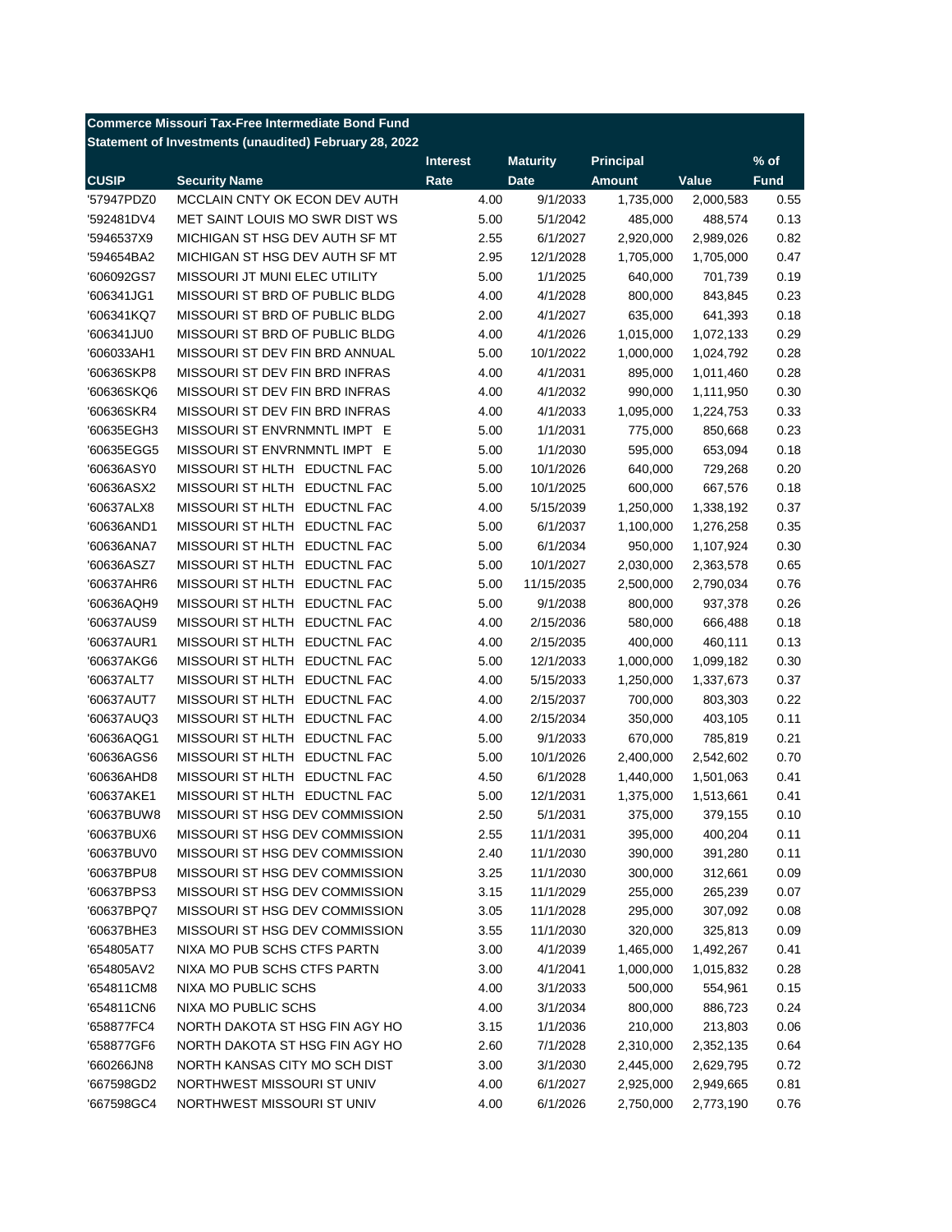**Commerce Missouri Tax-Free Intermediate Bond Fund**
**Statement of Investments (unaudited) February 28, 2022**

| CUSIP | Security Name | Interest Rate | Maturity Date | Principal Amount | Value | % of Fund |
|---|---|---|---|---|---|---|
| '57947PDZ0 | MCCLAIN CNTY OK ECON DEV AUTH | 4.00 | 9/1/2033 | 1,735,000 | 2,000,583 | 0.55 |
| '592481DV4 | MET SAINT LOUIS MO SWR DIST WS | 5.00 | 5/1/2042 | 485,000 | 488,574 | 0.13 |
| '5946537X9 | MICHIGAN ST HSG DEV AUTH SF MT | 2.55 | 6/1/2027 | 2,920,000 | 2,989,026 | 0.82 |
| '594654BA2 | MICHIGAN ST HSG DEV AUTH SF MT | 2.95 | 12/1/2028 | 1,705,000 | 1,705,000 | 0.47 |
| '606092GS7 | MISSOURI JT MUNI ELEC UTILITY | 5.00 | 1/1/2025 | 640,000 | 701,739 | 0.19 |
| '606341JG1 | MISSOURI ST BRD OF PUBLIC BLDG | 4.00 | 4/1/2028 | 800,000 | 843,845 | 0.23 |
| '606341KQ7 | MISSOURI ST BRD OF PUBLIC BLDG | 2.00 | 4/1/2027 | 635,000 | 641,393 | 0.18 |
| '606341JU0 | MISSOURI ST BRD OF PUBLIC BLDG | 4.00 | 4/1/2026 | 1,015,000 | 1,072,133 | 0.29 |
| '606033AH1 | MISSOURI ST DEV FIN BRD ANNUAL | 5.00 | 10/1/2022 | 1,000,000 | 1,024,792 | 0.28 |
| '60636SKP8 | MISSOURI ST DEV FIN BRD INFRAS | 4.00 | 4/1/2031 | 895,000 | 1,011,460 | 0.28 |
| '60636SKQ6 | MISSOURI ST DEV FIN BRD INFRAS | 4.00 | 4/1/2032 | 990,000 | 1,111,950 | 0.30 |
| '60636SKR4 | MISSOURI ST DEV FIN BRD INFRAS | 4.00 | 4/1/2033 | 1,095,000 | 1,224,753 | 0.33 |
| '60635EGH3 | MISSOURI ST ENVRNMNTL IMPT E | 5.00 | 1/1/2031 | 775,000 | 850,668 | 0.23 |
| '60635EGG5 | MISSOURI ST ENVRNMNTL IMPT E | 5.00 | 1/1/2030 | 595,000 | 653,094 | 0.18 |
| '60636ASY0 | MISSOURI ST HLTH EDUCTNL FAC | 5.00 | 10/1/2026 | 640,000 | 729,268 | 0.20 |
| '60636ASX2 | MISSOURI ST HLTH EDUCTNL FAC | 5.00 | 10/1/2025 | 600,000 | 667,576 | 0.18 |
| '60637ALX8 | MISSOURI ST HLTH EDUCTNL FAC | 4.00 | 5/15/2039 | 1,250,000 | 1,338,192 | 0.37 |
| '60636AND1 | MISSOURI ST HLTH EDUCTNL FAC | 5.00 | 6/1/2037 | 1,100,000 | 1,276,258 | 0.35 |
| '60636ANA7 | MISSOURI ST HLTH EDUCTNL FAC | 5.00 | 6/1/2034 | 950,000 | 1,107,924 | 0.30 |
| '60636ASZ7 | MISSOURI ST HLTH EDUCTNL FAC | 5.00 | 10/1/2027 | 2,030,000 | 2,363,578 | 0.65 |
| '60637AHR6 | MISSOURI ST HLTH EDUCTNL FAC | 5.00 | 11/15/2035 | 2,500,000 | 2,790,034 | 0.76 |
| '60636AQH9 | MISSOURI ST HLTH EDUCTNL FAC | 5.00 | 9/1/2038 | 800,000 | 937,378 | 0.26 |
| '60637AUS9 | MISSOURI ST HLTH EDUCTNL FAC | 4.00 | 2/15/2036 | 580,000 | 666,488 | 0.18 |
| '60637AUR1 | MISSOURI ST HLTH EDUCTNL FAC | 4.00 | 2/15/2035 | 400,000 | 460,111 | 0.13 |
| '60637AKG6 | MISSOURI ST HLTH EDUCTNL FAC | 5.00 | 12/1/2033 | 1,000,000 | 1,099,182 | 0.30 |
| '60637ALT7 | MISSOURI ST HLTH EDUCTNL FAC | 4.00 | 5/15/2033 | 1,250,000 | 1,337,673 | 0.37 |
| '60637AUT7 | MISSOURI ST HLTH EDUCTNL FAC | 4.00 | 2/15/2037 | 700,000 | 803,303 | 0.22 |
| '60637AUQ3 | MISSOURI ST HLTH EDUCTNL FAC | 4.00 | 2/15/2034 | 350,000 | 403,105 | 0.11 |
| '60636AQG1 | MISSOURI ST HLTH EDUCTNL FAC | 5.00 | 9/1/2033 | 670,000 | 785,819 | 0.21 |
| '60636AGS6 | MISSOURI ST HLTH EDUCTNL FAC | 5.00 | 10/1/2026 | 2,400,000 | 2,542,602 | 0.70 |
| '60636AHD8 | MISSOURI ST HLTH EDUCTNL FAC | 4.50 | 6/1/2028 | 1,440,000 | 1,501,063 | 0.41 |
| '60637AKE1 | MISSOURI ST HLTH EDUCTNL FAC | 5.00 | 12/1/2031 | 1,375,000 | 1,513,661 | 0.41 |
| '60637BUW8 | MISSOURI ST HSG DEV COMMISSION | 2.50 | 5/1/2031 | 375,000 | 379,155 | 0.10 |
| '60637BUX6 | MISSOURI ST HSG DEV COMMISSION | 2.55 | 11/1/2031 | 395,000 | 400,204 | 0.11 |
| '60637BUV0 | MISSOURI ST HSG DEV COMMISSION | 2.40 | 11/1/2030 | 390,000 | 391,280 | 0.11 |
| '60637BPU8 | MISSOURI ST HSG DEV COMMISSION | 3.25 | 11/1/2030 | 300,000 | 312,661 | 0.09 |
| '60637BPS3 | MISSOURI ST HSG DEV COMMISSION | 3.15 | 11/1/2029 | 255,000 | 265,239 | 0.07 |
| '60637BPQ7 | MISSOURI ST HSG DEV COMMISSION | 3.05 | 11/1/2028 | 295,000 | 307,092 | 0.08 |
| '60637BHE3 | MISSOURI ST HSG DEV COMMISSION | 3.55 | 11/1/2030 | 320,000 | 325,813 | 0.09 |
| '654805AT7 | NIXA MO PUB SCHS CTFS PARTN | 3.00 | 4/1/2039 | 1,465,000 | 1,492,267 | 0.41 |
| '654805AV2 | NIXA MO PUB SCHS CTFS PARTN | 3.00 | 4/1/2041 | 1,000,000 | 1,015,832 | 0.28 |
| '654811CM8 | NIXA MO PUBLIC SCHS | 4.00 | 3/1/2033 | 500,000 | 554,961 | 0.15 |
| '654811CN6 | NIXA MO PUBLIC SCHS | 4.00 | 3/1/2034 | 800,000 | 886,723 | 0.24 |
| '658877FC4 | NORTH DAKOTA ST HSG FIN AGY HO | 3.15 | 1/1/2036 | 210,000 | 213,803 | 0.06 |
| '658877GF6 | NORTH DAKOTA ST HSG FIN AGY HO | 2.60 | 7/1/2028 | 2,310,000 | 2,352,135 | 0.64 |
| '660266JN8 | NORTH KANSAS CITY MO SCH DIST | 3.00 | 3/1/2030 | 2,445,000 | 2,629,795 | 0.72 |
| '667598GD2 | NORTHWEST MISSOURI ST UNIV | 4.00 | 6/1/2027 | 2,925,000 | 2,949,665 | 0.81 |
| '667598GC4 | NORTHWEST MISSOURI ST UNIV | 4.00 | 6/1/2026 | 2,750,000 | 2,773,190 | 0.76 |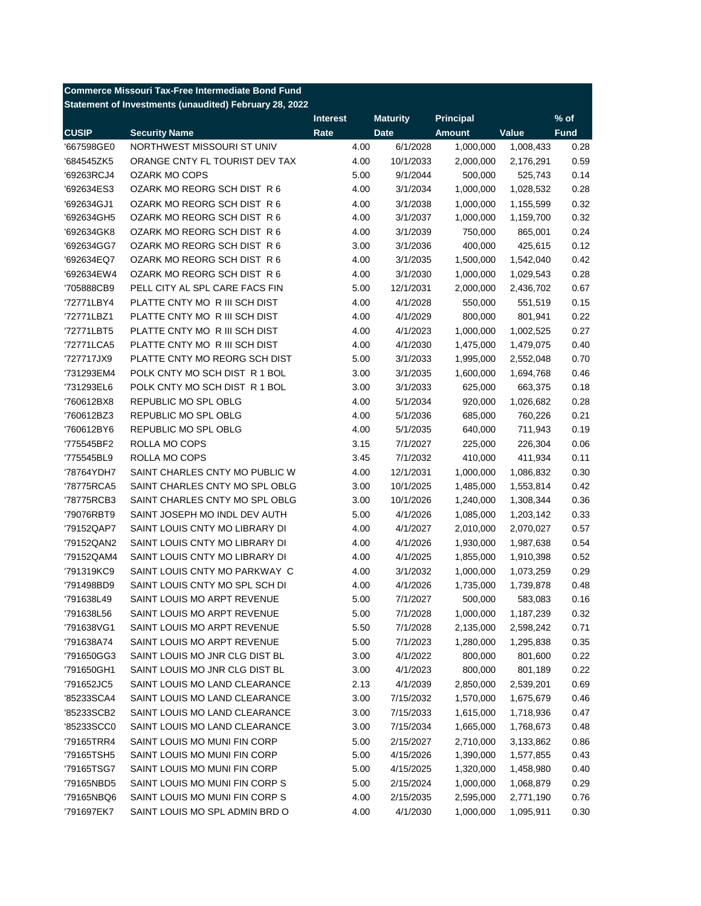**Commerce Missouri Tax-Free Intermediate Bond Fund**

**Statement of Investments (unaudited) February 28, 2022**

| CUSIP | Security Name | Interest Rate | Maturity Date | Principal Amount | Value | % of Fund |
|---|---|---|---|---|---|---|
| '667598GE0 | NORTHWEST MISSOURI ST UNIV | 4.00 | 6/1/2028 | 1,000,000 | 1,008,433 | 0.28 |
| '684545ZK5 | ORANGE CNTY FL TOURIST DEV TAX | 4.00 | 10/1/2033 | 2,000,000 | 2,176,291 | 0.59 |
| '69263RCJ4 | OZARK MO COPS | 5.00 | 9/1/2044 | 500,000 | 525,743 | 0.14 |
| '692634ES3 | OZARK MO REORG SCH DIST R 6 | 4.00 | 3/1/2034 | 1,000,000 | 1,028,532 | 0.28 |
| '692634GJ1 | OZARK MO REORG SCH DIST R 6 | 4.00 | 3/1/2038 | 1,000,000 | 1,155,599 | 0.32 |
| '692634GH5 | OZARK MO REORG SCH DIST R 6 | 4.00 | 3/1/2037 | 1,000,000 | 1,159,700 | 0.32 |
| '692634GK8 | OZARK MO REORG SCH DIST R 6 | 4.00 | 3/1/2039 | 750,000 | 865,001 | 0.24 |
| '692634GG7 | OZARK MO REORG SCH DIST R 6 | 3.00 | 3/1/2036 | 400,000 | 425,615 | 0.12 |
| '692634EQ7 | OZARK MO REORG SCH DIST R 6 | 4.00 | 3/1/2035 | 1,500,000 | 1,542,040 | 0.42 |
| '692634EW4 | OZARK MO REORG SCH DIST R 6 | 4.00 | 3/1/2030 | 1,000,000 | 1,029,543 | 0.28 |
| '705888CB9 | PELL CITY AL SPL CARE FACS FIN | 5.00 | 12/1/2031 | 2,000,000 | 2,436,702 | 0.67 |
| '72771LBY4 | PLATTE CNTY MO R III SCH DIST | 4.00 | 4/1/2028 | 550,000 | 551,519 | 0.15 |
| '72771LBZ1 | PLATTE CNTY MO R III SCH DIST | 4.00 | 4/1/2029 | 800,000 | 801,941 | 0.22 |
| '72771LBT5 | PLATTE CNTY MO R III SCH DIST | 4.00 | 4/1/2023 | 1,000,000 | 1,002,525 | 0.27 |
| '72771LCA5 | PLATTE CNTY MO R III SCH DIST | 4.00 | 4/1/2030 | 1,475,000 | 1,479,075 | 0.40 |
| '727717JX9 | PLATTE CNTY MO REORG SCH DIST | 5.00 | 3/1/2033 | 1,995,000 | 2,552,048 | 0.70 |
| '731293EM4 | POLK CNTY MO SCH DIST R 1 BOL | 3.00 | 3/1/2035 | 1,600,000 | 1,694,768 | 0.46 |
| '731293EL6 | POLK CNTY MO SCH DIST R 1 BOL | 3.00 | 3/1/2033 | 625,000 | 663,375 | 0.18 |
| '760612BX8 | REPUBLIC MO SPL OBLG | 4.00 | 5/1/2034 | 920,000 | 1,026,682 | 0.28 |
| '760612BZ3 | REPUBLIC MO SPL OBLG | 4.00 | 5/1/2036 | 685,000 | 760,226 | 0.21 |
| '760612BY6 | REPUBLIC MO SPL OBLG | 4.00 | 5/1/2035 | 640,000 | 711,943 | 0.19 |
| '775545BF2 | ROLLA MO COPS | 3.15 | 7/1/2027 | 225,000 | 226,304 | 0.06 |
| '775545BL9 | ROLLA MO COPS | 3.45 | 7/1/2032 | 410,000 | 411,934 | 0.11 |
| '78764YDH7 | SAINT CHARLES CNTY MO PUBLIC W | 4.00 | 12/1/2031 | 1,000,000 | 1,086,832 | 0.30 |
| '78775RCA5 | SAINT CHARLES CNTY MO SPL OBLG | 3.00 | 10/1/2025 | 1,485,000 | 1,553,814 | 0.42 |
| '78775RCB3 | SAINT CHARLES CNTY MO SPL OBLG | 3.00 | 10/1/2026 | 1,240,000 | 1,308,344 | 0.36 |
| '79076RBT9 | SAINT JOSEPH MO INDL DEV AUTH | 5.00 | 4/1/2026 | 1,085,000 | 1,203,142 | 0.33 |
| '79152QAP7 | SAINT LOUIS CNTY MO LIBRARY DI | 4.00 | 4/1/2027 | 2,010,000 | 2,070,027 | 0.57 |
| '79152QAN2 | SAINT LOUIS CNTY MO LIBRARY DI | 4.00 | 4/1/2026 | 1,930,000 | 1,987,638 | 0.54 |
| '79152QAM4 | SAINT LOUIS CNTY MO LIBRARY DI | 4.00 | 4/1/2025 | 1,855,000 | 1,910,398 | 0.52 |
| '791319KC9 | SAINT LOUIS CNTY MO PARKWAY C | 4.00 | 3/1/2032 | 1,000,000 | 1,073,259 | 0.29 |
| '791498BD9 | SAINT LOUIS CNTY MO SPL SCH DI | 4.00 | 4/1/2026 | 1,735,000 | 1,739,878 | 0.48 |
| '791638L49 | SAINT LOUIS MO ARPT REVENUE | 5.00 | 7/1/2027 | 500,000 | 583,083 | 0.16 |
| '791638L56 | SAINT LOUIS MO ARPT REVENUE | 5.00 | 7/1/2028 | 1,000,000 | 1,187,239 | 0.32 |
| '791638VG1 | SAINT LOUIS MO ARPT REVENUE | 5.50 | 7/1/2028 | 2,135,000 | 2,598,242 | 0.71 |
| '791638A74 | SAINT LOUIS MO ARPT REVENUE | 5.00 | 7/1/2023 | 1,280,000 | 1,295,838 | 0.35 |
| '791650GG3 | SAINT LOUIS MO JNR CLG DIST BL | 3.00 | 4/1/2022 | 800,000 | 801,600 | 0.22 |
| '791650GH1 | SAINT LOUIS MO JNR CLG DIST BL | 3.00 | 4/1/2023 | 800,000 | 801,189 | 0.22 |
| '791652JC5 | SAINT LOUIS MO LAND CLEARANCE | 2.13 | 4/1/2039 | 2,850,000 | 2,539,201 | 0.69 |
| '85233SCA4 | SAINT LOUIS MO LAND CLEARANCE | 3.00 | 7/15/2032 | 1,570,000 | 1,675,679 | 0.46 |
| '85233SCB2 | SAINT LOUIS MO LAND CLEARANCE | 3.00 | 7/15/2033 | 1,615,000 | 1,718,936 | 0.47 |
| '85233SCC0 | SAINT LOUIS MO LAND CLEARANCE | 3.00 | 7/15/2034 | 1,665,000 | 1,768,673 | 0.48 |
| '79165TRR4 | SAINT LOUIS MO MUNI FIN CORP | 5.00 | 2/15/2027 | 2,710,000 | 3,133,862 | 0.86 |
| '79165TSH5 | SAINT LOUIS MO MUNI FIN CORP | 5.00 | 4/15/2026 | 1,390,000 | 1,577,855 | 0.43 |
| '79165TSG7 | SAINT LOUIS MO MUNI FIN CORP | 5.00 | 4/15/2025 | 1,320,000 | 1,458,980 | 0.40 |
| '79165NBD5 | SAINT LOUIS MO MUNI FIN CORP S | 5.00 | 2/15/2024 | 1,000,000 | 1,068,879 | 0.29 |
| '79165NBQ6 | SAINT LOUIS MO MUNI FIN CORP S | 4.00 | 2/15/2035 | 2,595,000 | 2,771,190 | 0.76 |
| '791697EK7 | SAINT LOUIS MO SPL ADMIN BRD O | 4.00 | 4/1/2030 | 1,000,000 | 1,095,911 | 0.30 |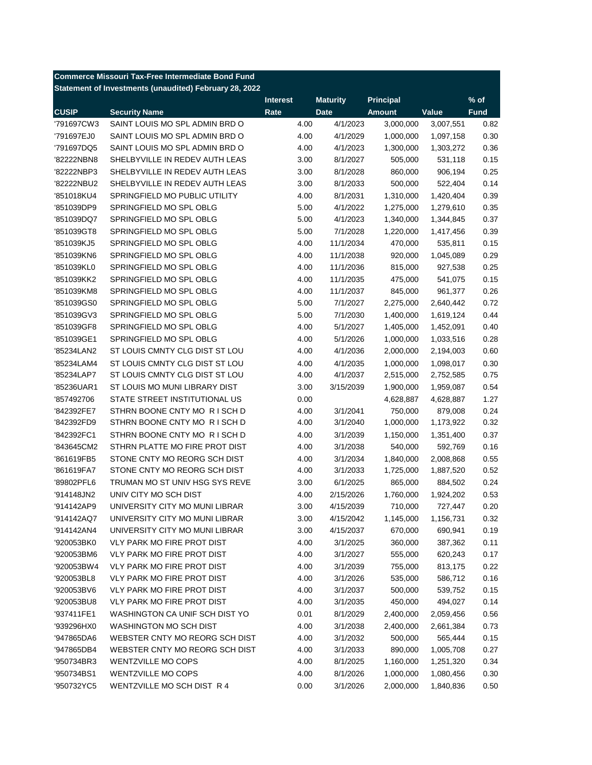**Commerce Missouri Tax-Free Intermediate Bond Fund**

**Statement of Investments (unaudited) February 28, 2022**

| CUSIP | Security Name | Interest Rate | Maturity Date | Principal Amount | Value | % of Fund |
|---|---|---|---|---|---|---|
| '791697CW3 | SAINT LOUIS MO SPL ADMIN BRD O | 4.00 | 4/1/2023 | 3,000,000 | 3,007,551 | 0.82 |
| '791697EJ0 | SAINT LOUIS MO SPL ADMIN BRD O | 4.00 | 4/1/2029 | 1,000,000 | 1,097,158 | 0.30 |
| '791697DQ5 | SAINT LOUIS MO SPL ADMIN BRD O | 4.00 | 4/1/2023 | 1,300,000 | 1,303,272 | 0.36 |
| '82222NBN8 | SHELBYVILLE IN REDEV AUTH LEAS | 3.00 | 8/1/2027 | 505,000 | 531,118 | 0.15 |
| '82222NBP3 | SHELBYVILLE IN REDEV AUTH LEAS | 3.00 | 8/1/2028 | 860,000 | 906,194 | 0.25 |
| '82222NBU2 | SHELBYVILLE IN REDEV AUTH LEAS | 3.00 | 8/1/2033 | 500,000 | 522,404 | 0.14 |
| '851018KU4 | SPRINGFIELD MO PUBLIC UTILITY | 4.00 | 8/1/2031 | 1,310,000 | 1,420,404 | 0.39 |
| '851039DP9 | SPRINGFIELD MO SPL OBLG | 5.00 | 4/1/2022 | 1,275,000 | 1,279,610 | 0.35 |
| '851039DQ7 | SPRINGFIELD MO SPL OBLG | 5.00 | 4/1/2023 | 1,340,000 | 1,344,845 | 0.37 |
| '851039GT8 | SPRINGFIELD MO SPL OBLG | 5.00 | 7/1/2028 | 1,220,000 | 1,417,456 | 0.39 |
| '851039KJ5 | SPRINGFIELD MO SPL OBLG | 4.00 | 11/1/2034 | 470,000 | 535,811 | 0.15 |
| '851039KN6 | SPRINGFIELD MO SPL OBLG | 4.00 | 11/1/2038 | 920,000 | 1,045,089 | 0.29 |
| '851039KL0 | SPRINGFIELD MO SPL OBLG | 4.00 | 11/1/2036 | 815,000 | 927,538 | 0.25 |
| '851039KK2 | SPRINGFIELD MO SPL OBLG | 4.00 | 11/1/2035 | 475,000 | 541,075 | 0.15 |
| '851039KM8 | SPRINGFIELD MO SPL OBLG | 4.00 | 11/1/2037 | 845,000 | 961,377 | 0.26 |
| '851039GS0 | SPRINGFIELD MO SPL OBLG | 5.00 | 7/1/2027 | 2,275,000 | 2,640,442 | 0.72 |
| '851039GV3 | SPRINGFIELD MO SPL OBLG | 5.00 | 7/1/2030 | 1,400,000 | 1,619,124 | 0.44 |
| '851039GF8 | SPRINGFIELD MO SPL OBLG | 4.00 | 5/1/2027 | 1,405,000 | 1,452,091 | 0.40 |
| '851039GE1 | SPRINGFIELD MO SPL OBLG | 4.00 | 5/1/2026 | 1,000,000 | 1,033,516 | 0.28 |
| '85234LAN2 | ST LOUIS CMNTY CLG DIST ST LOU | 4.00 | 4/1/2036 | 2,000,000 | 2,194,003 | 0.60 |
| '85234LAM4 | ST LOUIS CMNTY CLG DIST ST LOU | 4.00 | 4/1/2035 | 1,000,000 | 1,098,017 | 0.30 |
| '85234LAP7 | ST LOUIS CMNTY CLG DIST ST LOU | 4.00 | 4/1/2037 | 2,515,000 | 2,752,585 | 0.75 |
| '85236UAR1 | ST LOUIS MO MUNI LIBRARY DIST | 3.00 | 3/15/2039 | 1,900,000 | 1,959,087 | 0.54 |
| '857492706 | STATE STREET INSTITUTIONAL US | 0.00 | | 4,628,887 | 4,628,887 | 1.27 |
| '842392FE7 | STHRN BOONE CNTY MO R I SCH D | 4.00 | 3/1/2041 | 750,000 | 879,008 | 0.24 |
| '842392FD9 | STHRN BOONE CNTY MO R I SCH D | 4.00 | 3/1/2040 | 1,000,000 | 1,173,922 | 0.32 |
| '842392FC1 | STHRN BOONE CNTY MO R I SCH D | 4.00 | 3/1/2039 | 1,150,000 | 1,351,400 | 0.37 |
| '843645CM2 | STHRN PLATTE MO FIRE PROT DIST | 4.00 | 3/1/2038 | 540,000 | 592,769 | 0.16 |
| '861619FB5 | STONE CNTY MO REORG SCH DIST | 4.00 | 3/1/2034 | 1,840,000 | 2,008,868 | 0.55 |
| '861619FA7 | STONE CNTY MO REORG SCH DIST | 4.00 | 3/1/2033 | 1,725,000 | 1,887,520 | 0.52 |
| '89802PFL6 | TRUMAN MO ST UNIV HSG SYS REVE | 3.00 | 6/1/2025 | 865,000 | 884,502 | 0.24 |
| '914148JN2 | UNIV CITY MO SCH DIST | 4.00 | 2/15/2026 | 1,760,000 | 1,924,202 | 0.53 |
| '914142AP9 | UNIVERSITY CITY MO MUNI LIBRAR | 3.00 | 4/15/2039 | 710,000 | 727,447 | 0.20 |
| '914142AQ7 | UNIVERSITY CITY MO MUNI LIBRAR | 3.00 | 4/15/2042 | 1,145,000 | 1,156,731 | 0.32 |
| '914142AN4 | UNIVERSITY CITY MO MUNI LIBRAR | 3.00 | 4/15/2037 | 670,000 | 690,941 | 0.19 |
| '920053BK0 | VLY PARK MO FIRE PROT DIST | 4.00 | 3/1/2025 | 360,000 | 387,362 | 0.11 |
| '920053BM6 | VLY PARK MO FIRE PROT DIST | 4.00 | 3/1/2027 | 555,000 | 620,243 | 0.17 |
| '920053BW4 | VLY PARK MO FIRE PROT DIST | 4.00 | 3/1/2039 | 755,000 | 813,175 | 0.22 |
| '920053BL8 | VLY PARK MO FIRE PROT DIST | 4.00 | 3/1/2026 | 535,000 | 586,712 | 0.16 |
| '920053BV6 | VLY PARK MO FIRE PROT DIST | 4.00 | 3/1/2037 | 500,000 | 539,752 | 0.15 |
| '920053BU8 | VLY PARK MO FIRE PROT DIST | 4.00 | 3/1/2035 | 450,000 | 494,027 | 0.14 |
| '937411FE1 | WASHINGTON CA UNIF SCH DIST YO | 0.01 | 8/1/2029 | 2,400,000 | 2,059,456 | 0.56 |
| '939296HX0 | WASHINGTON MO SCH DIST | 4.00 | 3/1/2038 | 2,400,000 | 2,661,384 | 0.73 |
| '947865DA6 | WEBSTER CNTY MO REORG SCH DIST | 4.00 | 3/1/2032 | 500,000 | 565,444 | 0.15 |
| '947865DB4 | WEBSTER CNTY MO REORG SCH DIST | 4.00 | 3/1/2033 | 890,000 | 1,005,708 | 0.27 |
| '950734BR3 | WENTZVILLE MO COPS | 4.00 | 8/1/2025 | 1,160,000 | 1,251,320 | 0.34 |
| '950734BS1 | WENTZVILLE MO COPS | 4.00 | 8/1/2026 | 1,000,000 | 1,080,456 | 0.30 |
| '950732YC5 | WENTZVILLE MO SCH DIST R 4 | 0.00 | 3/1/2026 | 2,000,000 | 1,840,836 | 0.50 |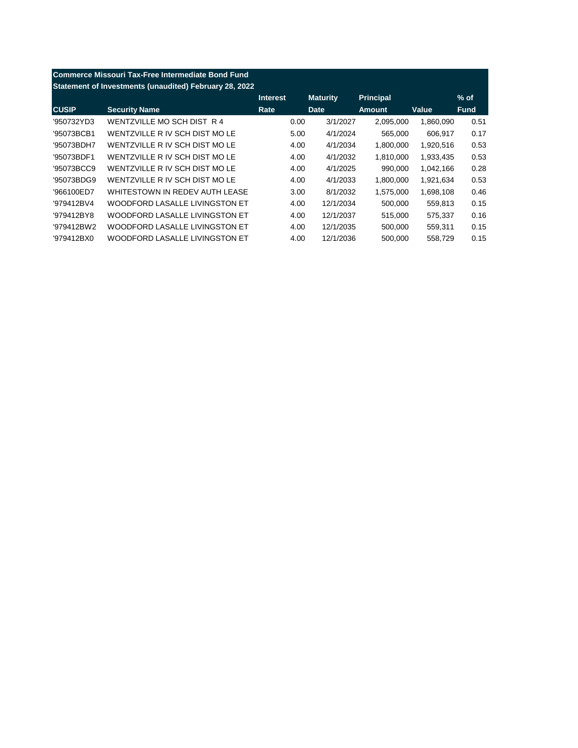**Commerce Missouri Tax-Free Intermediate Bond Fund**

**Statement of Investments (unaudited) February 28, 2022**

| CUSIP | Security Name | Interest Rate | Maturity Date | Principal Amount | Value | % of Fund |
|---|---|---|---|---|---|---|
| '950732YD3 | WENTZVILLE MO SCH DIST R 4 | 0.00 | 3/1/2027 | 2,095,000 | 1,860,090 | 0.51 |
| '95073BCB1 | WENTZVILLE R IV SCH DIST MO LE | 5.00 | 4/1/2024 | 565,000 | 606,917 | 0.17 |
| '95073BDH7 | WENTZVILLE R IV SCH DIST MO LE | 4.00 | 4/1/2034 | 1,800,000 | 1,920,516 | 0.53 |
| '95073BDF1 | WENTZVILLE R IV SCH DIST MO LE | 4.00 | 4/1/2032 | 1,810,000 | 1,933,435 | 0.53 |
| '95073BCC9 | WENTZVILLE R IV SCH DIST MO LE | 4.00 | 4/1/2025 | 990,000 | 1,042,166 | 0.28 |
| '95073BDG9 | WENTZVILLE R IV SCH DIST MO LE | 4.00 | 4/1/2033 | 1,800,000 | 1,921,634 | 0.53 |
| '966100ED7 | WHITESTOWN IN REDEV AUTH LEASE | 3.00 | 8/1/2032 | 1,575,000 | 1,698,108 | 0.46 |
| '979412BV4 | WOODFORD LASALLE LIVINGSTON ET | 4.00 | 12/1/2034 | 500,000 | 559,813 | 0.15 |
| '979412BY8 | WOODFORD LASALLE LIVINGSTON ET | 4.00 | 12/1/2037 | 515,000 | 575,337 | 0.16 |
| '979412BW2 | WOODFORD LASALLE LIVINGSTON ET | 4.00 | 12/1/2035 | 500,000 | 559,311 | 0.15 |
| '979412BX0 | WOODFORD LASALLE LIVINGSTON ET | 4.00 | 12/1/2036 | 500,000 | 558,729 | 0.15 |